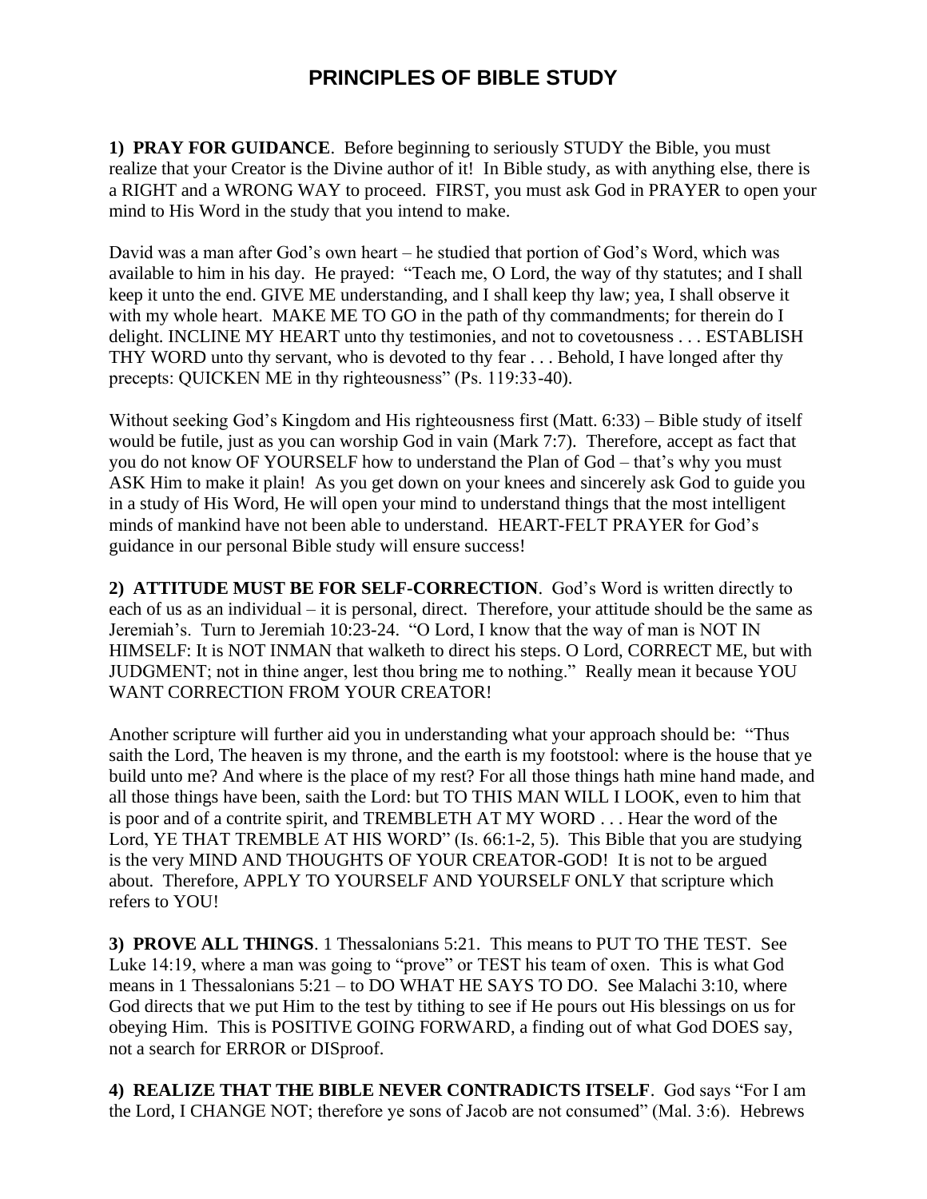# PRINCIPLES OF BIBLE STUDY

**1) PRAY FOR GUIDANCE**. Before beginning to seriously STUDY the Bible, you must realize that your Creator is the Divine author of it! In Bible study, as with anything else, there is a RIGHT and a WRONG WAY to proceed. FIRST, you must ask God in PRAYER to open your mind to His Word in the study that you intend to make.

David was a man after God's own heart – he studied that portion of God's Word, which was available to him in his day. He prayed: "Teach me, O Lord, the way of thy statutes; and I shall keep it unto the end. GIVE ME understanding, and I shall keep thy law; yea, I shall observe it with my whole heart. MAKE ME TO GO in the path of thy commandments; for therein do I delight. INCLINE MY HEART unto thy testimonies, and not to covetousness . . . ESTABLISH THY WORD unto thy servant, who is devoted to thy fear . . . Behold, I have longed after thy precepts: QUICKEN ME in thy righteousness" (Ps. 119:33-40).

Without seeking God's Kingdom and His righteousness first (Matt. 6:33) – Bible study of itself would be futile, just as you can worship God in vain (Mark 7:7). Therefore, accept as fact that you do not know OF YOURSELF how to understand the Plan of God – that's why you must ASK Him to make it plain! As you get down on your knees and sincerely ask God to guide you in a study of His Word, He will open your mind to understand things that the most intelligent minds of mankind have not been able to understand. HEART-FELT PRAYER for God's guidance in our personal Bible study will ensure success!

**2) ATTITUDE MUST BE FOR SELF-CORRECTION**. God's Word is written directly to each of us as an individual – it is personal, direct. Therefore, your attitude should be the same as Jeremiah's. Turn to Jeremiah 10:23-24. "O Lord, I know that the way of man is NOT IN HIMSELF: It is NOT INMAN that walketh to direct his steps. O Lord, CORRECT ME, but with JUDGMENT; not in thine anger, lest thou bring me to nothing." Really mean it because YOU WANT CORRECTION FROM YOUR CREATOR!

Another scripture will further aid you in understanding what your approach should be: "Thus saith the Lord, The heaven is my throne, and the earth is my footstool: where is the house that ye build unto me? And where is the place of my rest? For all those things hath mine hand made, and all those things have been, saith the Lord: but TO THIS MAN WILL I LOOK, even to him that is poor and of a contrite spirit, and TREMBLETH AT MY WORD . . . Hear the word of the Lord, YE THAT TREMBLE AT HIS WORD" (Is. 66:1-2, 5). This Bible that you are studying is the very MIND AND THOUGHTS OF YOUR CREATOR-GOD! It is not to be argued about. Therefore, APPLY TO YOURSELF AND YOURSELF ONLY that scripture which refers to YOU!

**3) PROVE ALL THINGS**. 1 Thessalonians 5:21. This means to PUT TO THE TEST. See Luke 14:19, where a man was going to "prove" or TEST his team of oxen. This is what God means in 1 Thessalonians 5:21 – to DO WHAT HE SAYS TO DO. See Malachi 3:10, where God directs that we put Him to the test by tithing to see if He pours out His blessings on us for obeying Him. This is POSITIVE GOING FORWARD, a finding out of what God DOES say, not a search for ERROR or DISproof.

**4) REALIZE THAT THE BIBLE NEVER CONTRADICTS ITSELF**. God says "For I am the Lord, I CHANGE NOT; therefore ye sons of Jacob are not consumed" (Mal. 3:6). Hebrews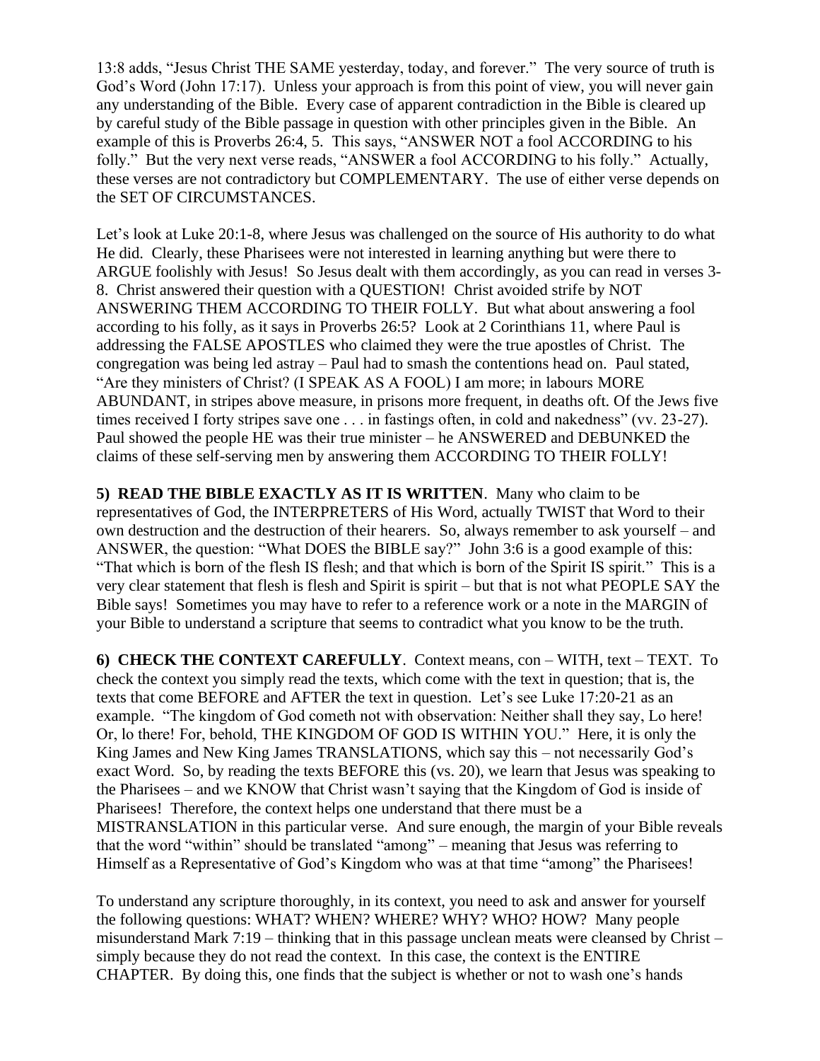13:8 adds, "Jesus Christ THE SAME yesterday, today, and forever." The very source of truth is God's Word (John 17:17). Unless your approach is from this point of view, you will never gain any understanding of the Bible. Every case of apparent contradiction in the Bible is cleared up by careful study of the Bible passage in question with other principles given in the Bible. An example of this is Proverbs 26:4, 5. This says, "ANSWER NOT a fool ACCORDING to his folly." But the very next verse reads, "ANSWER a fool ACCORDING to his folly." Actually, these verses are not contradictory but COMPLEMENTARY. The use of either verse depends on the SET OF CIRCUMSTANCES.

Let's look at Luke 20:1-8, where Jesus was challenged on the source of His authority to do what He did. Clearly, these Pharisees were not interested in learning anything but were there to ARGUE foolishly with Jesus! So Jesus dealt with them accordingly, as you can read in verses 3-8. Christ answered their question with a QUESTION! Christ avoided strife by NOT ANSWERING THEM ACCORDING TO THEIR FOLLY. But what about answering a fool according to his folly, as it says in Proverbs 26:5? Look at 2 Corinthians 11, where Paul is addressing the FALSE APOSTLES who claimed they were the true apostles of Christ. The congregation was being led astray – Paul had to smash the contentions head on. Paul stated, "Are they ministers of Christ? (I SPEAK AS A FOOL) I am more; in labours MORE ABUNDANT, in stripes above measure, in prisons more frequent, in deaths oft. Of the Jews five times received I forty stripes save one . . . in fastings often, in cold and nakedness" (vv. 23-27). Paul showed the people HE was their true minister – he ANSWERED and DEBUNKED the claims of these self-serving men by answering them ACCORDING TO THEIR FOLLY!

**5) READ THE BIBLE EXACTLY AS IT IS WRITTEN**. Many who claim to be representatives of God, the INTERPRETERS of His Word, actually TWIST that Word to their own destruction and the destruction of their hearers. So, always remember to ask yourself – and ANSWER, the question: "What DOES the BIBLE say?" John 3:6 is a good example of this: "That which is born of the flesh IS flesh; and that which is born of the Spirit IS spirit." This is a very clear statement that flesh is flesh and Spirit is spirit – but that is not what PEOPLE SAY the Bible says! Sometimes you may have to refer to a reference work or a note in the MARGIN of your Bible to understand a scripture that seems to contradict what you know to be the truth.

**6) CHECK THE CONTEXT CAREFULLY**. Context means, con – WITH, text – TEXT. To check the context you simply read the texts, which come with the text in question; that is, the texts that come BEFORE and AFTER the text in question. Let's see Luke 17:20-21 as an example. "The kingdom of God cometh not with observation: Neither shall they say, Lo here! Or, lo there! For, behold, THE KINGDOM OF GOD IS WITHIN YOU." Here, it is only the King James and New King James TRANSLATIONS, which say this – not necessarily God's exact Word. So, by reading the texts BEFORE this (vs. 20), we learn that Jesus was speaking to the Pharisees – and we KNOW that Christ wasn't saying that the Kingdom of God is inside of Pharisees! Therefore, the context helps one understand that there must be a MISTRANSLATION in this particular verse. And sure enough, the margin of your Bible reveals that the word "within" should be translated "among" – meaning that Jesus was referring to Himself as a Representative of God's Kingdom who was at that time "among" the Pharisees!

To understand any scripture thoroughly, in its context, you need to ask and answer for yourself the following questions: WHAT? WHEN? WHERE? WHY? WHO? HOW? Many people misunderstand Mark 7:19 – thinking that in this passage unclean meats were cleansed by Christ – simply because they do not read the context. In this case, the context is the ENTIRE CHAPTER. By doing this, one finds that the subject is whether or not to wash one's hands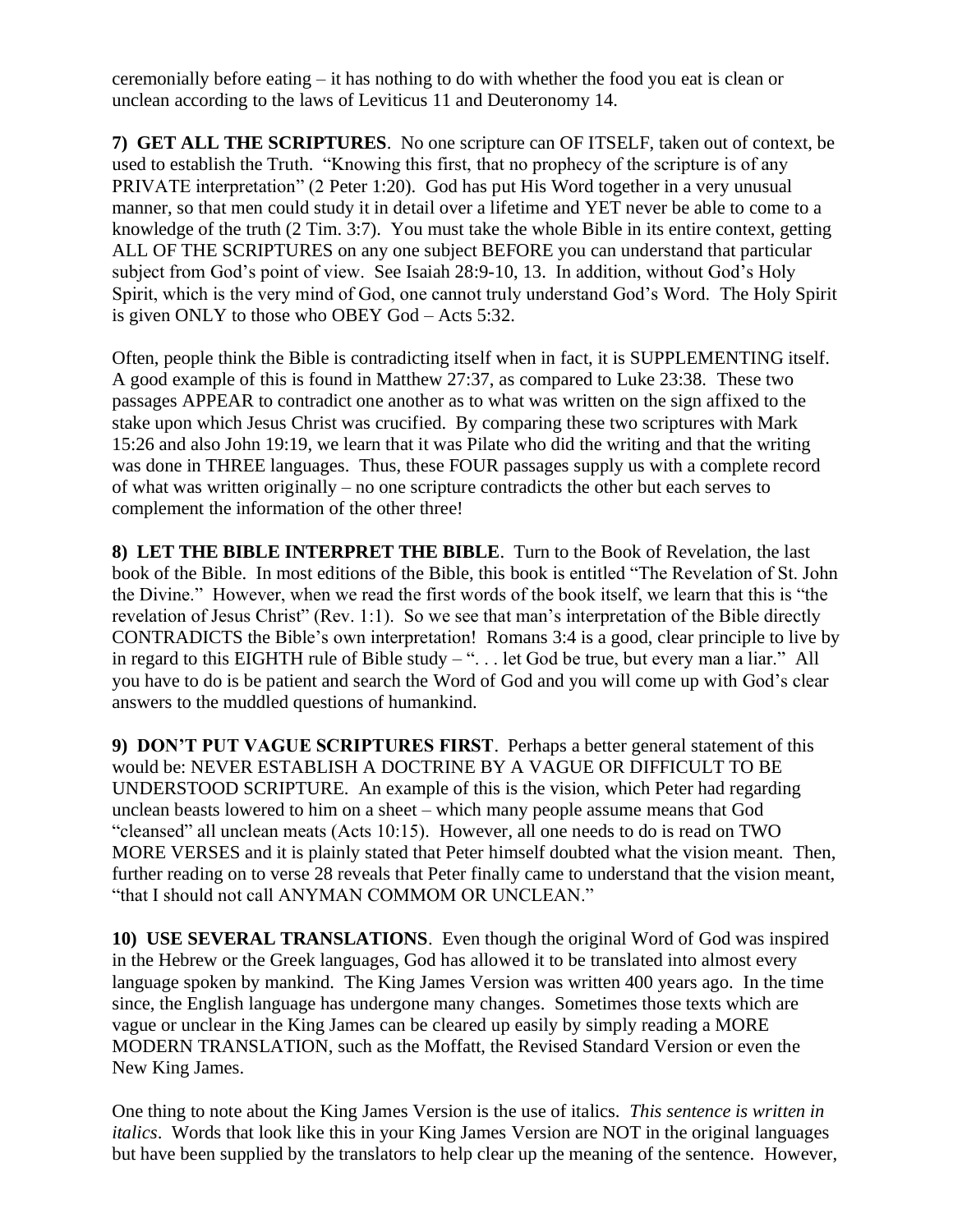ceremonially before eating – it has nothing to do with whether the food you eat is clean or unclean according to the laws of Leviticus 11 and Deuteronomy 14.

**7) GET ALL THE SCRIPTURES**. No one scripture can OF ITSELF, taken out of context, be used to establish the Truth. "Knowing this first, that no prophecy of the scripture is of any PRIVATE interpretation" (2 Peter 1:20). God has put His Word together in a very unusual manner, so that men could study it in detail over a lifetime and YET never be able to come to a knowledge of the truth (2 Tim. 3:7). You must take the whole Bible in its entire context, getting ALL OF THE SCRIPTURES on any one subject BEFORE you can understand that particular subject from God's point of view. See Isaiah 28:9-10, 13. In addition, without God's Holy Spirit, which is the very mind of God, one cannot truly understand God's Word. The Holy Spirit is given ONLY to those who OBEY God – Acts 5:32.

Often, people think the Bible is contradicting itself when in fact, it is SUPPLEMENTING itself. A good example of this is found in Matthew 27:37, as compared to Luke 23:38. These two passages APPEAR to contradict one another as to what was written on the sign affixed to the stake upon which Jesus Christ was crucified. By comparing these two scriptures with Mark 15:26 and also John 19:19, we learn that it was Pilate who did the writing and that the writing was done in THREE languages. Thus, these FOUR passages supply us with a complete record of what was written originally – no one scripture contradicts the other but each serves to complement the information of the other three!

**8) LET THE BIBLE INTERPRET THE BIBLE**. Turn to the Book of Revelation, the last book of the Bible. In most editions of the Bible, this book is entitled "The Revelation of St. John the Divine." However, when we read the first words of the book itself, we learn that this is "the revelation of Jesus Christ" (Rev. 1:1). So we see that man's interpretation of the Bible directly CONTRADICTS the Bible's own interpretation! Romans 3:4 is a good, clear principle to live by in regard to this EIGHTH rule of Bible study – ". . . let God be true, but every man a liar." All you have to do is be patient and search the Word of God and you will come up with God's clear answers to the muddled questions of humankind.

**9) DON'T PUT VAGUE SCRIPTURES FIRST**. Perhaps a better general statement of this would be: NEVER ESTABLISH A DOCTRINE BY A VAGUE OR DIFFICULT TO BE UNDERSTOOD SCRIPTURE. An example of this is the vision, which Peter had regarding unclean beasts lowered to him on a sheet – which many people assume means that God "cleansed" all unclean meats (Acts 10:15). However, all one needs to do is read on TWO MORE VERSES and it is plainly stated that Peter himself doubted what the vision meant. Then, further reading on to verse 28 reveals that Peter finally came to understand that the vision meant, "that I should not call ANYMAN COMMOM OR UNCLEAN."

**10) USE SEVERAL TRANSLATIONS**. Even though the original Word of God was inspired in the Hebrew or the Greek languages, God has allowed it to be translated into almost every language spoken by mankind. The King James Version was written 400 years ago. In the time since, the English language has undergone many changes. Sometimes those texts which are vague or unclear in the King James can be cleared up easily by simply reading a MORE MODERN TRANSLATION, such as the Moffatt, the Revised Standard Version or even the New King James.

One thing to note about the King James Version is the use of italics. *This sentence is written in italics*. Words that look like this in your King James Version are NOT in the original languages but have been supplied by the translators to help clear up the meaning of the sentence. However,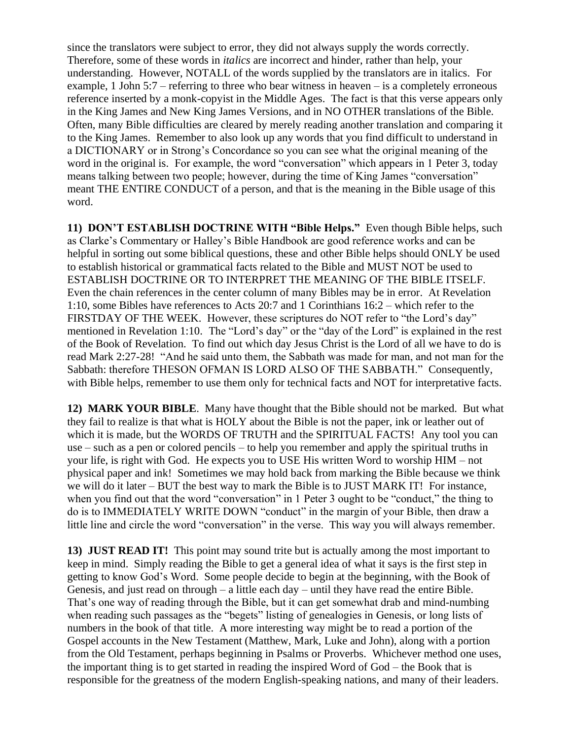since the translators were subject to error, they did not always supply the words correctly. Therefore, some of these words in *italics* are incorrect and hinder, rather than help, your understanding. However, NOTALL of the words supplied by the translators are in italics. For example, 1 John 5:7 – referring to three who bear witness in heaven – is a completely erroneous reference inserted by a monk-copyist in the Middle Ages. The fact is that this verse appears only in the King James and New King James Versions, and in NO OTHER translations of the Bible. Often, many Bible difficulties are cleared by merely reading another translation and comparing it to the King James. Remember to also look up any words that you find difficult to understand in a DICTIONARY or in Strong's Concordance so you can see what the original meaning of the word in the original is. For example, the word "conversation" which appears in 1 Peter 3, today means talking between two people; however, during the time of King James "conversation" meant THE ENTIRE CONDUCT of a person, and that is the meaning in the Bible usage of this word.

**11) DON'T ESTABLISH DOCTRINE WITH "Bible Helps."** Even though Bible helps, such as Clarke's Commentary or Halley's Bible Handbook are good reference works and can be helpful in sorting out some biblical questions, these and other Bible helps should ONLY be used to establish historical or grammatical facts related to the Bible and MUST NOT be used to ESTABLISH DOCTRINE OR TO INTERPRET THE MEANING OF THE BIBLE ITSELF. Even the chain references in the center column of many Bibles may be in error. At Revelation 1:10, some Bibles have references to Acts 20:7 and 1 Corinthians 16:2 – which refer to the FIRSTDAY OF THE WEEK. However, these scriptures do NOT refer to "the Lord's day" mentioned in Revelation 1:10. The "Lord's day" or the "day of the Lord" is explained in the rest of the Book of Revelation. To find out which day Jesus Christ is the Lord of all we have to do is read Mark 2:27-28! "And he said unto them, the Sabbath was made for man, and not man for the Sabbath: therefore THESON OFMAN IS LORD ALSO OF THE SABBATH." Consequently, with Bible helps, remember to use them only for technical facts and NOT for interpretative facts.

**12) MARK YOUR BIBLE**. Many have thought that the Bible should not be marked. But what they fail to realize is that what is HOLY about the Bible is not the paper, ink or leather out of which it is made, but the WORDS OF TRUTH and the SPIRITUAL FACTS! Any tool you can use – such as a pen or colored pencils – to help you remember and apply the spiritual truths in your life, is right with God. He expects you to USE His written Word to worship HIM – not physical paper and ink! Sometimes we may hold back from marking the Bible because we think we will do it later – BUT the best way to mark the Bible is to JUST MARK IT! For instance, when you find out that the word "conversation" in 1 Peter 3 ought to be "conduct," the thing to do is to IMMEDIATELY WRITE DOWN "conduct" in the margin of your Bible, then draw a little line and circle the word "conversation" in the verse. This way you will always remember.

**13) JUST READ IT!** This point may sound trite but is actually among the most important to keep in mind. Simply reading the Bible to get a general idea of what it says is the first step in getting to know God's Word. Some people decide to begin at the beginning, with the Book of Genesis, and just read on through – a little each day – until they have read the entire Bible. That's one way of reading through the Bible, but it can get somewhat drab and mind-numbing when reading such passages as the "begets" listing of genealogies in Genesis, or long lists of numbers in the book of that title. A more interesting way might be to read a portion of the Gospel accounts in the New Testament (Matthew, Mark, Luke and John), along with a portion from the Old Testament, perhaps beginning in Psalms or Proverbs. Whichever method one uses, the important thing is to get started in reading the inspired Word of God – the Book that is responsible for the greatness of the modern English-speaking nations, and many of their leaders.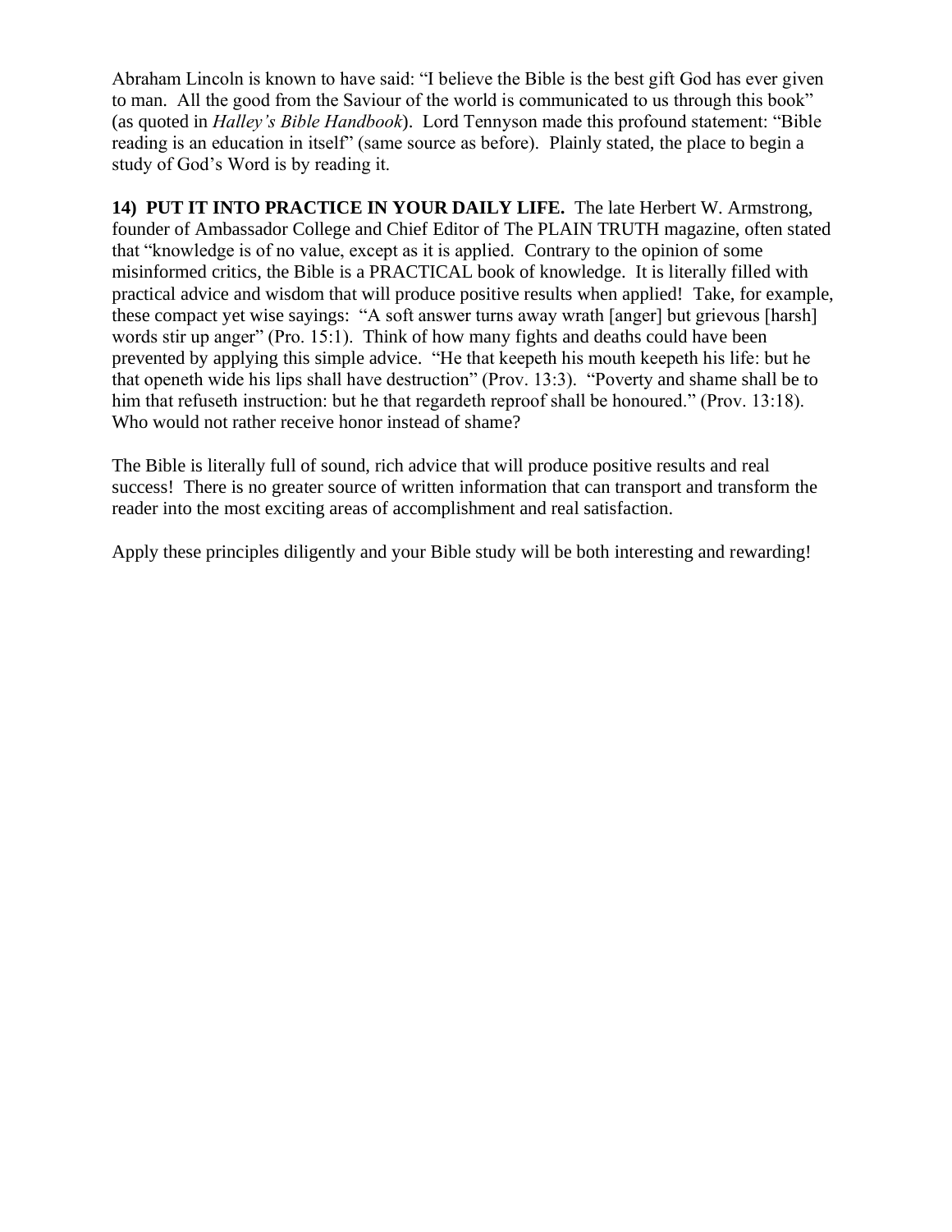Abraham Lincoln is known to have said: “I believe the Bible is the best gift God has ever given to man. All the good from the Saviour of the world is communicated to us through this book” (as quoted in *Halley’s Bible Handbook*). Lord Tennyson made this profound statement: “Bible reading is an education in itself” (same source as before). Plainly stated, the place to begin a study of God’s Word is by reading it.

**14) PUT IT INTO PRACTICE IN YOUR DAILY LIFE.** The late Herbert W. Armstrong, founder of Ambassador College and Chief Editor of The PLAIN TRUTH magazine, often stated that “knowledge is of no value, except as it is applied. Contrary to the opinion of some misinformed critics, the Bible is a PRACTICAL book of knowledge. It is literally filled with practical advice and wisdom that will produce positive results when applied! Take, for example, these compact yet wise sayings: “A soft answer turns away wrath [anger] but grievous [harsh] words stir up anger” (Pro. 15:1). Think of how many fights and deaths could have been prevented by applying this simple advice. “He that keepeth his mouth keepeth his life: but he that openeth wide his lips shall have destruction” (Prov. 13:3). “Poverty and shame shall be to him that refuseth instruction: but he that regardeth reproof shall be honoured.” (Prov. 13:18). Who would not rather receive honor instead of shame?

The Bible is literally full of sound, rich advice that will produce positive results and real success! There is no greater source of written information that can transport and transform the reader into the most exciting areas of accomplishment and real satisfaction.

Apply these principles diligently and your Bible study will be both interesting and rewarding!